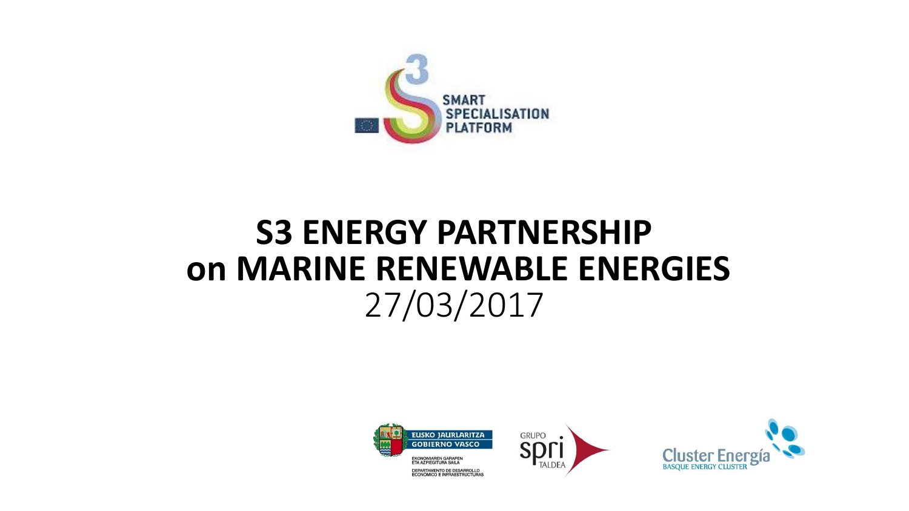SMART SPECIALISATION PLATFORM

# S3 ENERGY PARTNERSHIP on MARINE RENEWABLE ENERGIES

27/03/2017

EUSKO JAURLARITZA
GOBIERNO VASCO

EKONOMIAREN GARAPEN ETA AZPIEGITURA SAILA

DEPARTAMENTO DE DESARROLLO ECONÓMICO E INFRAESTRUCTURAS

GRUPO spri TALDEA

Cluster Energía
BASQUE ENERGY CLUSTER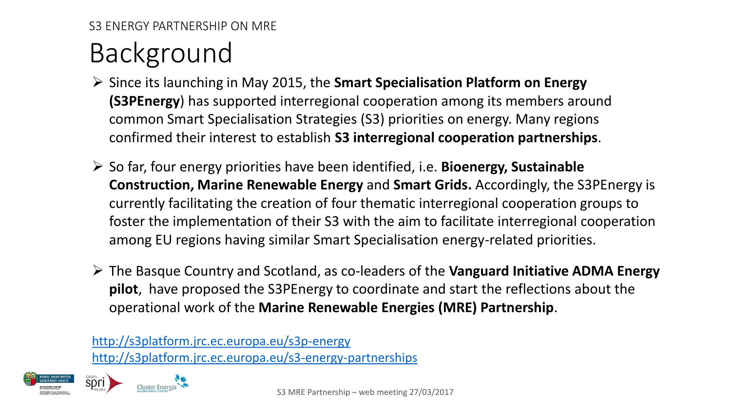S3 ENERGY PARTNERSHIP ON MRE

# Background

- Since its launching in May 2015, the **Smart Specialisation Platform on Energy (S3PEnergy**) has supported interregional cooperation among its members around common Smart Specialisation Strategies (S3) priorities on energy. Many regions confirmed their interest to establish **S3 interregional cooperation partnerships**.
- So far, four energy priorities have been identified, i.e. **Bioenergy, Sustainable Construction, Marine Renewable Energy** and **Smart Grids.** Accordingly, the S3PEnergy is currently facilitating the creation of four thematic interregional cooperation groups to foster the implementation of their S3 with the aim to facilitate interregional cooperation among EU regions having similar Smart Specialisation energy-related priorities.
- The Basque Country and Scotland, as co-leaders of the **Vanguard Initiative ADMA Energy pilot**, have proposed the S3PEnergy to coordinate and start the reflections about the operational work of the **Marine Renewable Energies (MRE) Partnership**.

http://s3platform.jrc.ec.europa.eu/s3p-energy
http://s3platform.jrc.ec.europa.eu/s3-energy-partnerships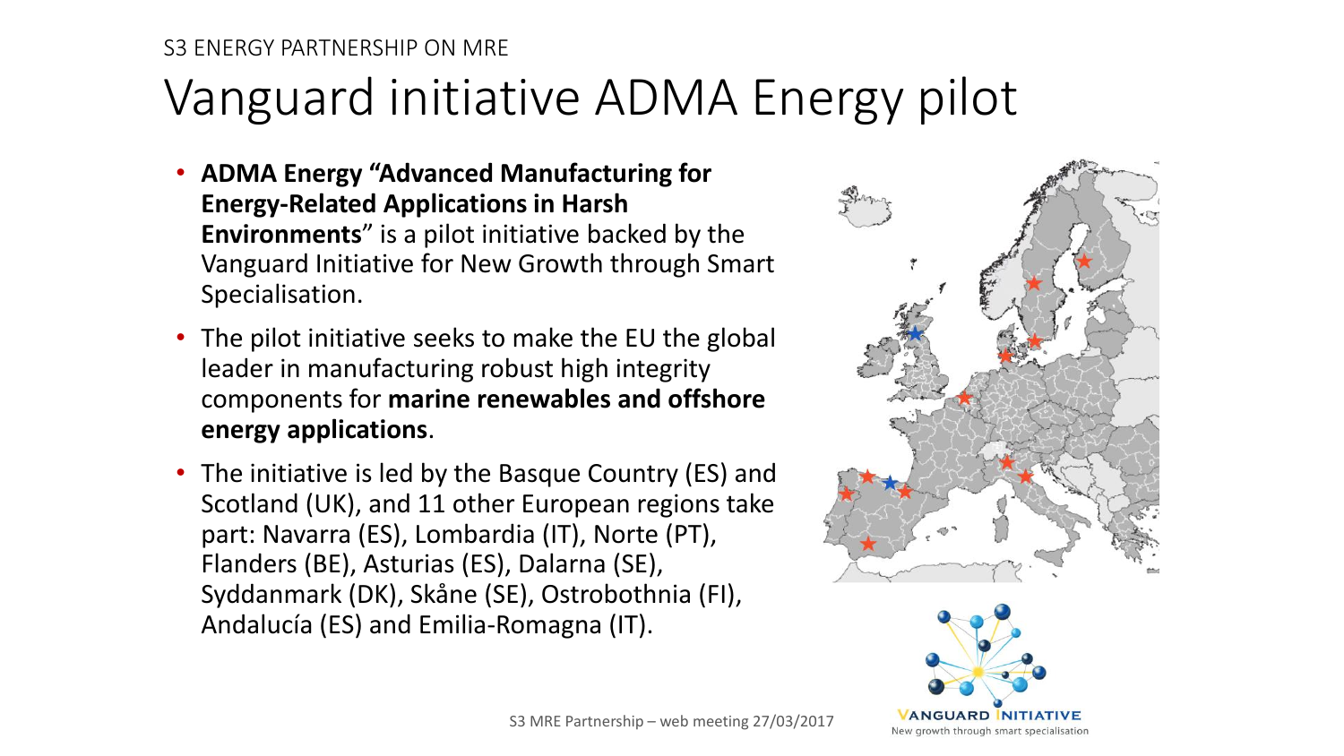S3 ENERGY PARTNERSHIP ON MRE

# Vanguard initiative ADMA Energy pilot

- **ADMA Energy "Advanced Manufacturing for Energy-Related Applications in Harsh Environments**" is a pilot initiative backed by the Vanguard Initiative for New Growth through Smart Specialisation.
- The pilot initiative seeks to make the EU the global leader in manufacturing robust high integrity components for **marine renewables and offshore energy applications**.
- The initiative is led by the Basque Country (ES) and Scotland (UK), and 11 other European regions take part: Navarra (ES), Lombardia (IT), Norte (PT), Flanders (BE), Asturias (ES), Dalarna (SE), Syddanmark (DK), Skåne (SE), Ostrobothnia (FI), Andalucía (ES) and Emilia-Romagna (IT).

VANGUARD INITIATIVE
New growth through smart specialisation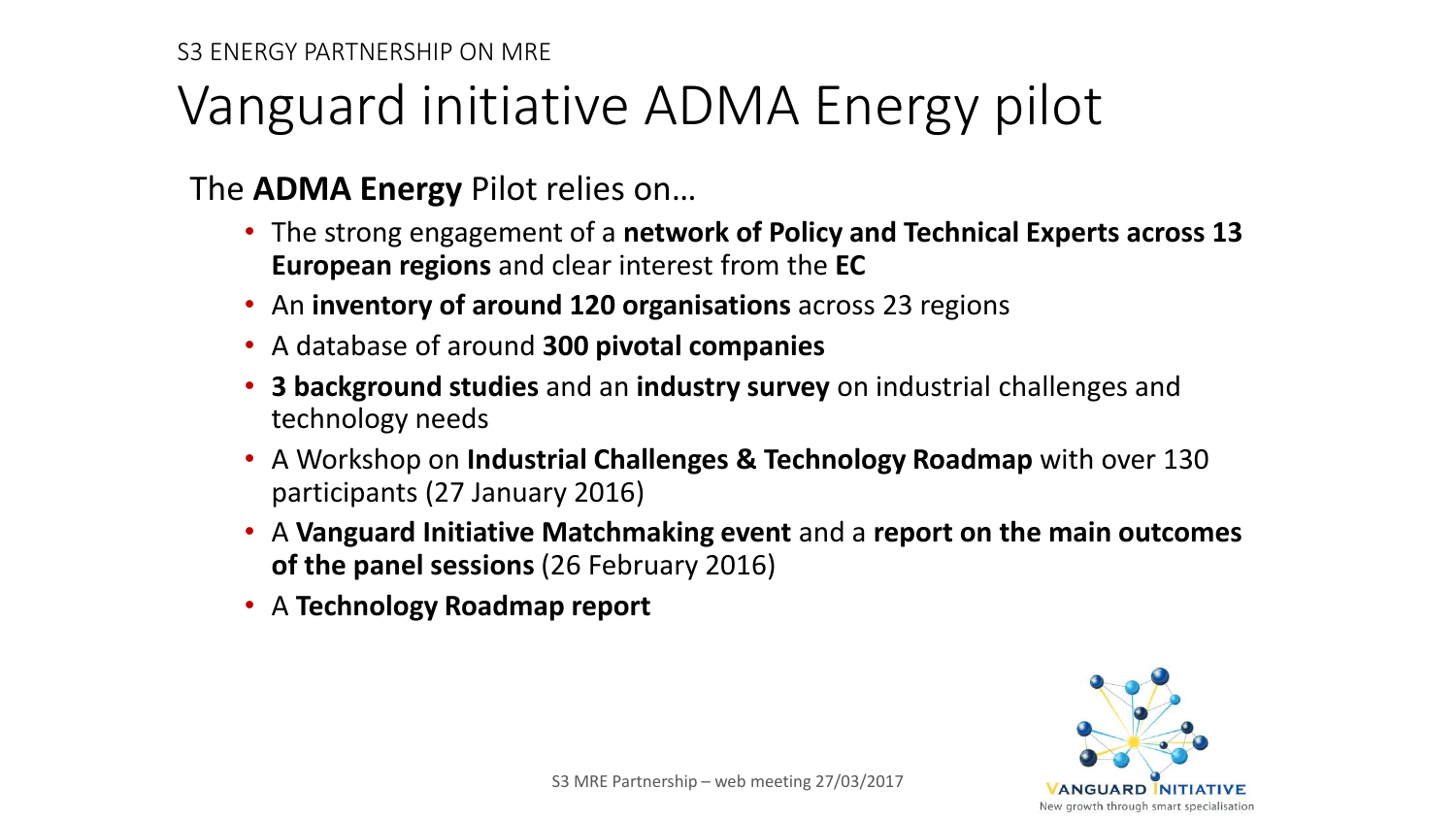S3 ENERGY PARTNERSHIP ON MRE

# Vanguard initiative ADMA Energy pilot

The **ADMA Energy** Pilot relies on…

- The strong engagement of a **network of Policy and Technical Experts across 13 European regions** and clear interest from the **EC**
- An **inventory of around 120 organisations** across 23 regions
- A database of around **300 pivotal companies**
- **3 background studies** and an **industry survey** on industrial challenges and technology needs
- A Workshop on **Industrial Challenges & Technology Roadmap** with over 130 participants (27 January 2016)
- A **Vanguard Initiative Matchmaking event** and a **report on the main outcomes of the panel sessions** (26 February 2016)
- A **Technology Roadmap report**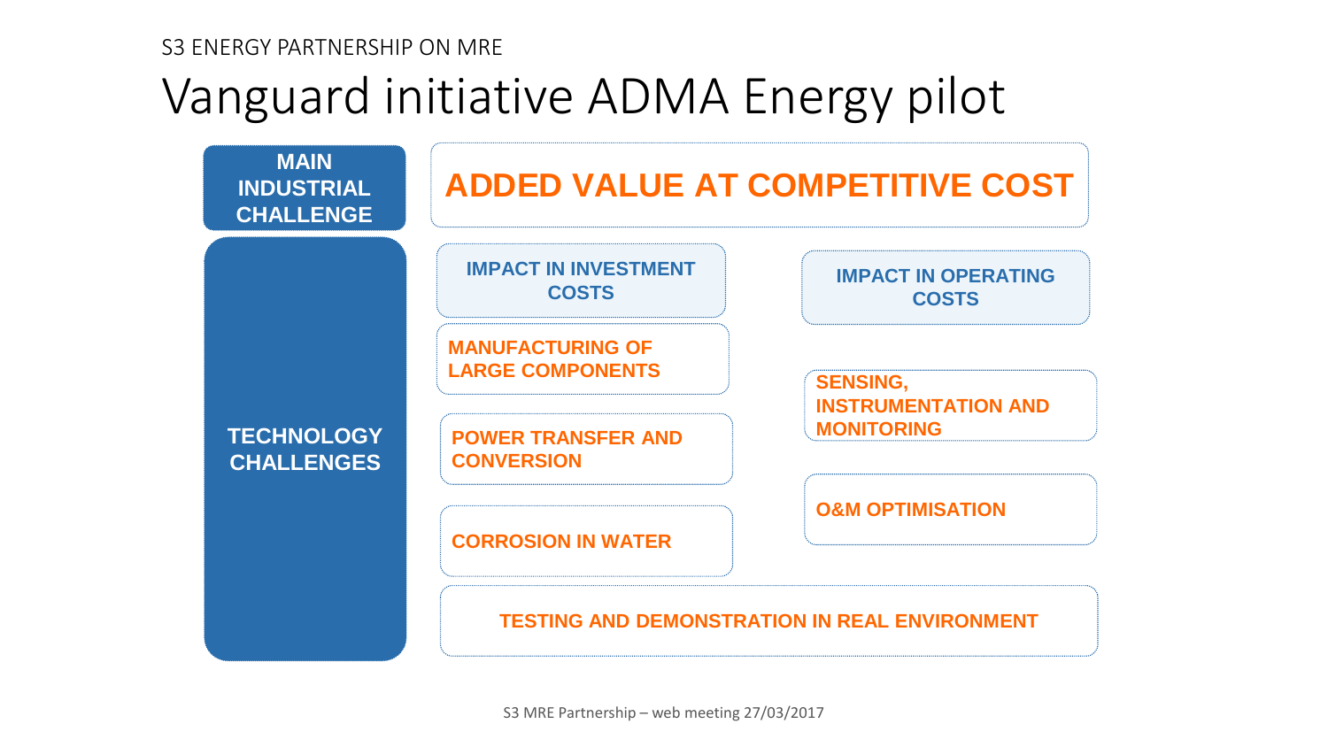S3 ENERGY PARTNERSHIP ON MRE

# Vanguard initiative ADMA Energy pilot

**MAIN INDUSTRIAL CHALLENGE**

**ADDED VALUE AT COMPETITIVE COST**

**TECHNOLOGY CHALLENGES**

| IMPACT IN INVESTMENT COSTS | IMPACT IN OPERATING COSTS |
|---|---|
| MANUFACTURING OF LARGE COMPONENTS | SENSING, INSTRUMENTATION AND MONITORING |
| POWER TRANSFER AND CONVERSION | O&M OPTIMISATION |
| CORROSION IN WATER | |

**TESTING AND DEMONSTRATION IN REAL ENVIRONMENT**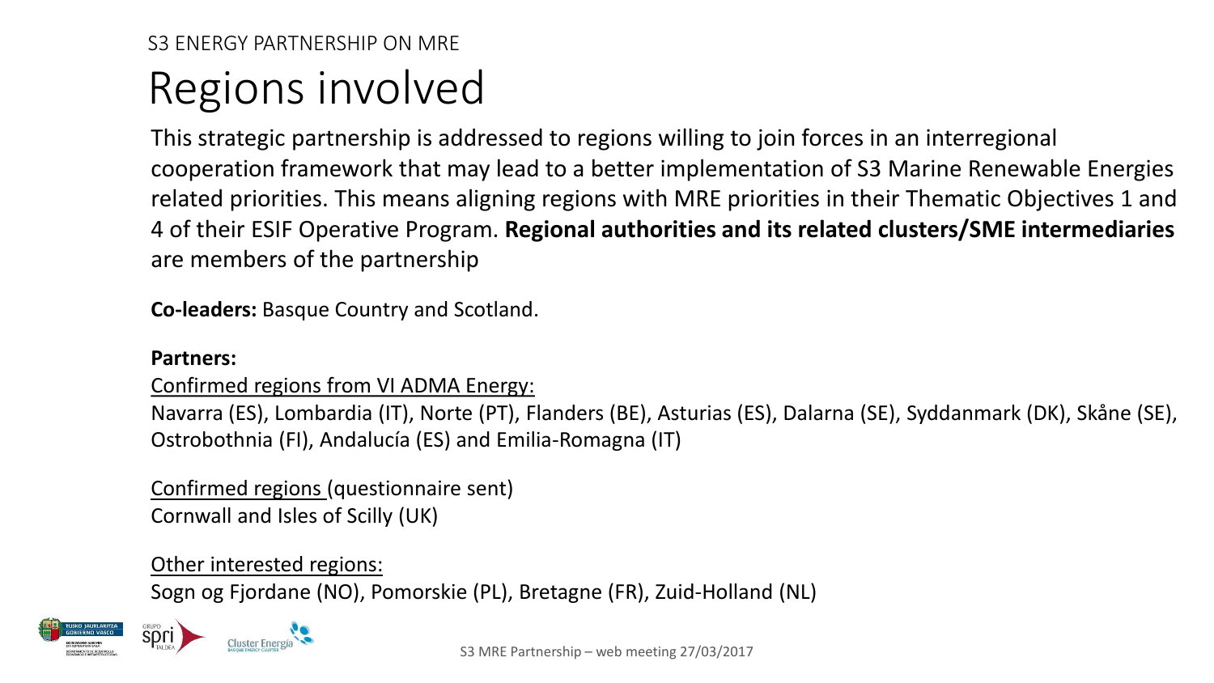S3 ENERGY PARTNERSHIP ON MRE

# Regions involved

This strategic partnership is addressed to regions willing to join forces in an interregional cooperation framework that may lead to a better implementation of S3 Marine Renewable Energies related priorities. This means aligning regions with MRE priorities in their Thematic Objectives 1 and 4 of their ESIF Operative Program. **Regional authorities and its related clusters/SME intermediaries** are members of the partnership

**Co-leaders:** Basque Country and Scotland.

**Partners:**

Confirmed regions from VI ADMA Energy:

Navarra (ES), Lombardia (IT), Norte (PT), Flanders (BE), Asturias (ES), Dalarna (SE), Syddanmark (DK), Skåne (SE), Ostrobothnia (FI), Andalucía (ES) and Emilia-Romagna (IT)

Confirmed regions (questionnaire sent)

Cornwall and Isles of Scilly (UK)

Other interested regions:

Sogn og Fjordane (NO), Pomorskie (PL), Bretagne (FR), Zuid-Holland (NL)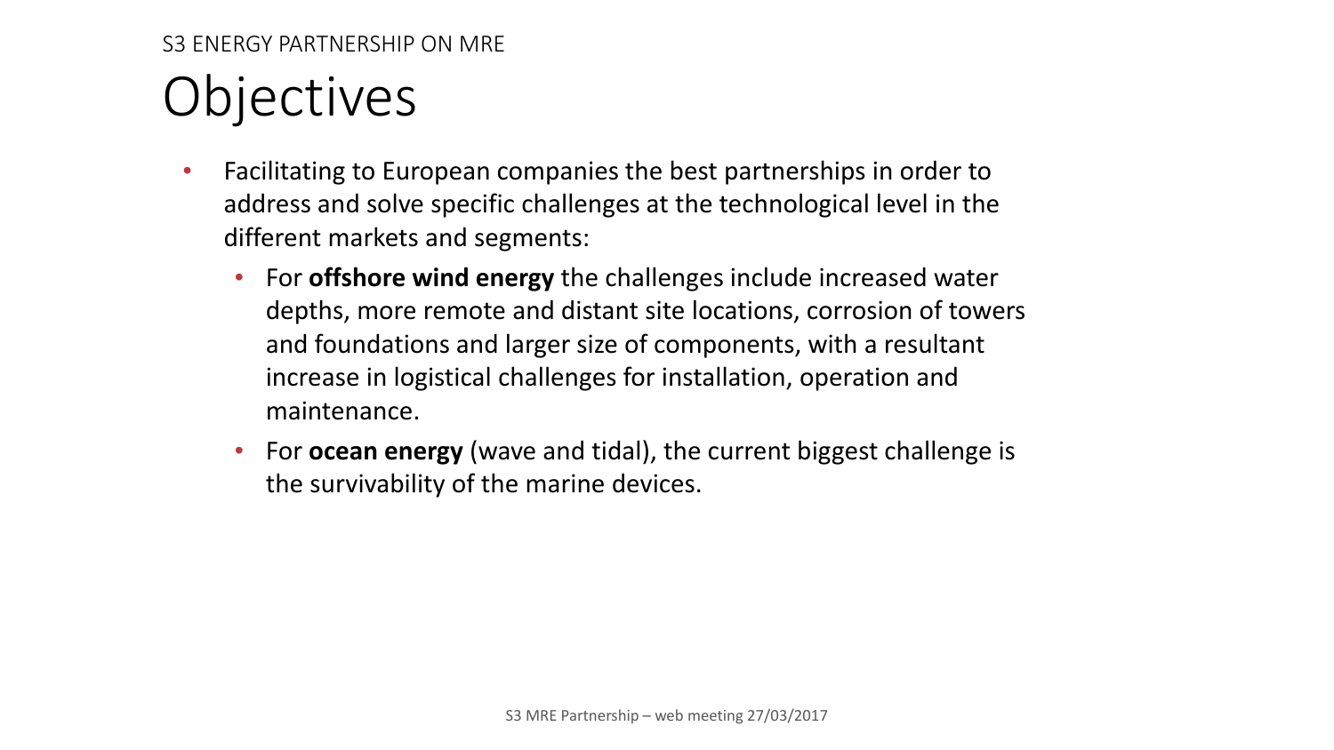S3 ENERGY PARTNERSHIP ON MRE

# Objectives

- Facilitating to European companies the best partnerships in order to address and solve specific challenges at the technological level in the different markets and segments:
  - For **offshore wind energy** the challenges include increased water depths, more remote and distant site locations, corrosion of towers and foundations and larger size of components, with a resultant increase in logistical challenges for installation, operation and maintenance.
  - For **ocean energy** (wave and tidal), the current biggest challenge is the survivability of the marine devices.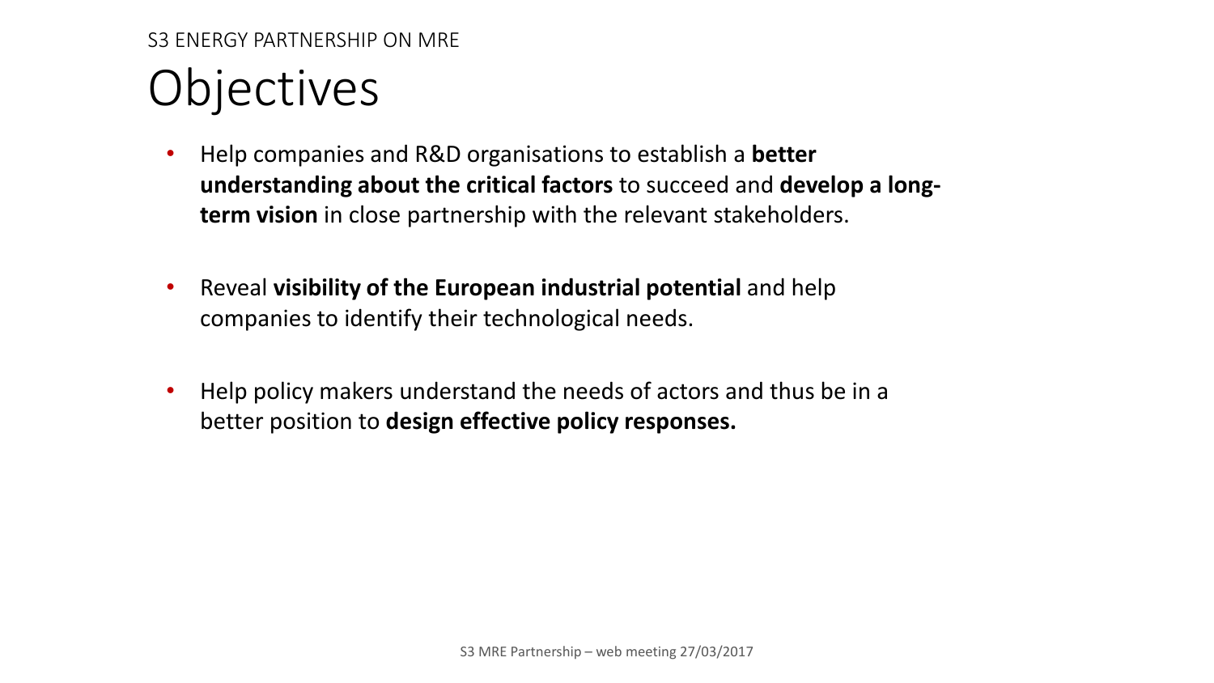S3 ENERGY PARTNERSHIP ON MRE

# Objectives

- Help companies and R&D organisations to establish a **better understanding about the critical factors** to succeed and **develop a long-term vision** in close partnership with the relevant stakeholders.

- Reveal **visibility of the European industrial potential** and help companies to identify their technological needs.

- Help policy makers understand the needs of actors and thus be in a better position to **design effective policy responses.**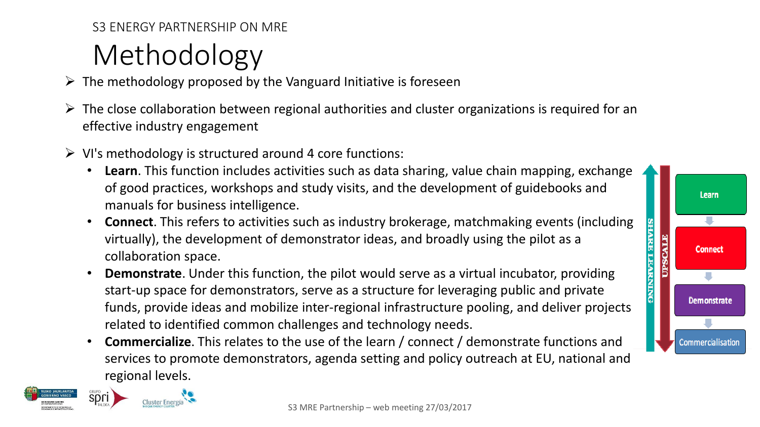S3 ENERGY PARTNERSHIP ON MRE

# Methodology

- The methodology proposed by the Vanguard Initiative is foreseen
- The close collaboration between regional authorities and cluster organizations is required for an effective industry engagement
- VI's methodology is structured around 4 core functions:
  - **Learn**. This function includes activities such as data sharing, value chain mapping, exchange of good practices, workshops and study visits, and the development of guidebooks and manuals for business intelligence.
  - **Connect**. This refers to activities such as industry brokerage, matchmaking events (including virtually), the development of demonstrator ideas, and broadly using the pilot as a collaboration space.
  - **Demonstrate**. Under this function, the pilot would serve as a virtual incubator, providing start-up space for demonstrators, serve as a structure for leveraging public and private funds, provide ideas and mobilize inter-regional infrastructure pooling, and deliver projects related to identified common challenges and technology needs.
  - **Commercialize**. This relates to the use of the learn / connect / demonstrate functions and services to promote demonstrators, agenda setting and policy outreach at EU, national and regional levels.

SHARE LEARNING | UPSCALE

Learn → Connect → Demonstrate → Commercialisation

S3 MRE Partnership – web meeting 27/03/2017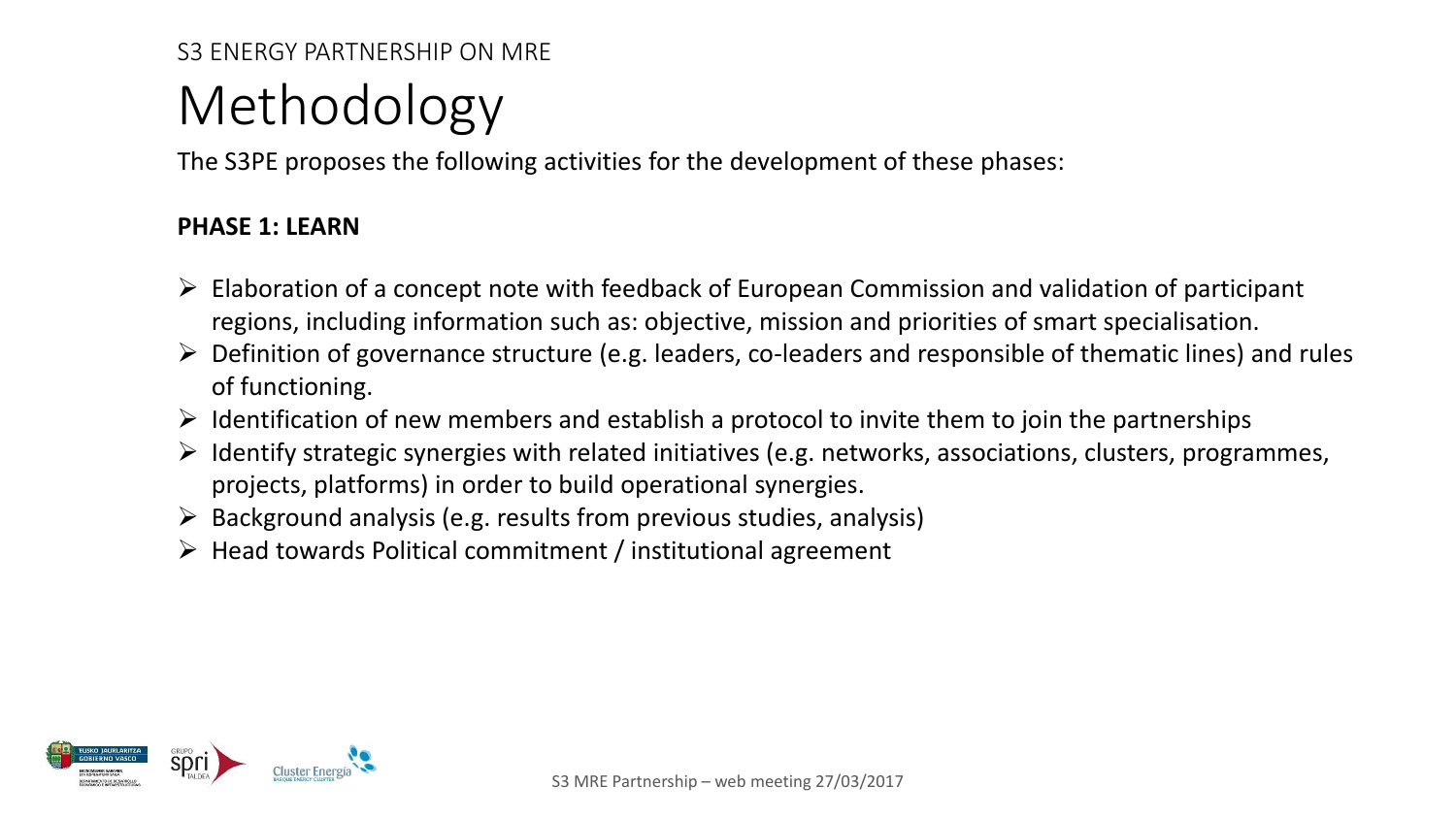S3 ENERGY PARTNERSHIP ON MRE

# Methodology

The S3PE proposes the following activities for the development of these phases:

**PHASE 1: LEARN**

- Elaboration of a concept note with feedback of European Commission and validation of participant regions, including information such as: objective, mission and priorities of smart specialisation.
- Definition of governance structure (e.g. leaders, co-leaders and responsible of thematic lines) and rules of functioning.
- Identification of new members and establish a protocol to invite them to join the partnerships
- Identify strategic synergies with related initiatives (e.g. networks, associations, clusters, programmes, projects, platforms) in order to build operational synergies.
- Background analysis (e.g. results from previous studies, analysis)
- Head towards Political commitment / institutional agreement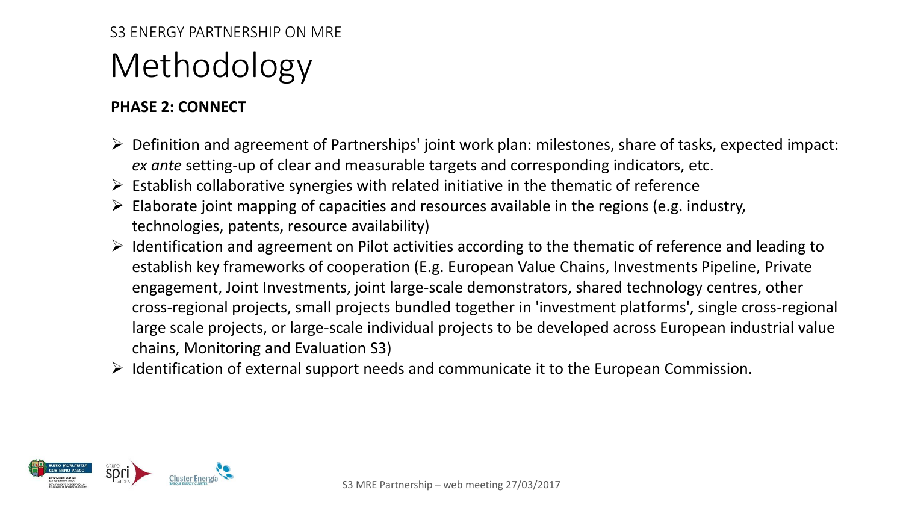S3 ENERGY PARTNERSHIP ON MRE

# Methodology

**PHASE 2: CONNECT**

- Definition and agreement of Partnerships' joint work plan: milestones, share of tasks, expected impact: *ex ante* setting-up of clear and measurable targets and corresponding indicators, etc.
- Establish collaborative synergies with related initiative in the thematic of reference
- Elaborate joint mapping of capacities and resources available in the regions (e.g. industry, technologies, patents, resource availability)
- Identification and agreement on Pilot activities according to the thematic of reference and leading to establish key frameworks of cooperation (E.g. European Value Chains, Investments Pipeline, Private engagement, Joint Investments, joint large-scale demonstrators, shared technology centres, other cross-regional projects, small projects bundled together in 'investment platforms', single cross-regional large scale projects, or large-scale individual projects to be developed across European industrial value chains, Monitoring and Evaluation S3)
- Identification of external support needs and communicate it to the European Commission.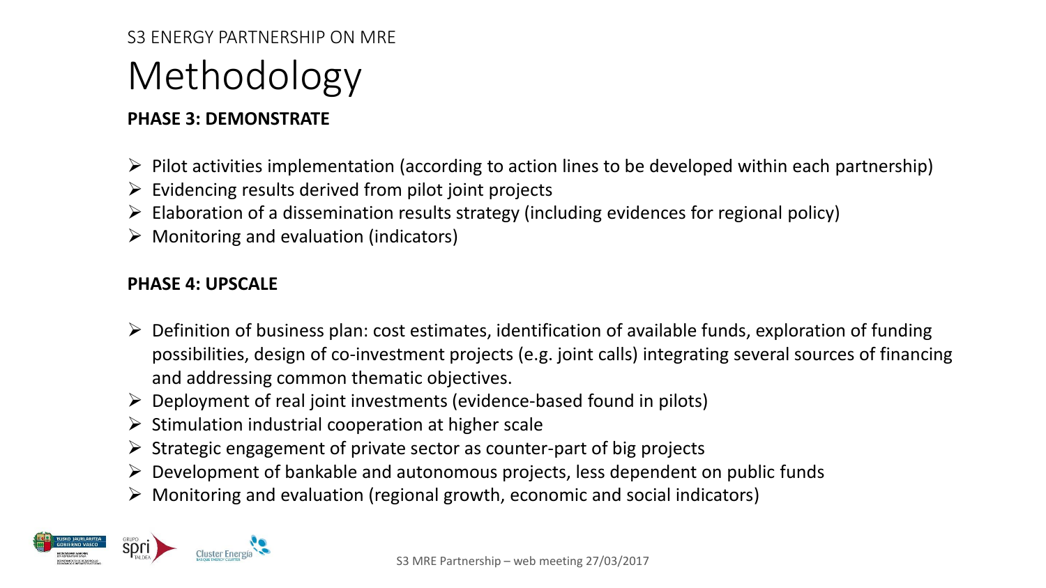S3 ENERGY PARTNERSHIP ON MRE

# Methodology

**PHASE 3: DEMONSTRATE**

- Pilot activities implementation (according to action lines to be developed within each partnership)
- Evidencing results derived from pilot joint projects
- Elaboration of a dissemination results strategy (including evidences for regional policy)
- Monitoring and evaluation (indicators)

**PHASE 4: UPSCALE**

- Definition of business plan: cost estimates, identification of available funds, exploration of funding possibilities, design of co-investment projects (e.g. joint calls) integrating several sources of financing and addressing common thematic objectives.
- Deployment of real joint investments (evidence-based found in pilots)
- Stimulation industrial cooperation at higher scale
- Strategic engagement of private sector as counter-part of big projects
- Development of bankable and autonomous projects, less dependent on public funds
- Monitoring and evaluation (regional growth, economic and social indicators)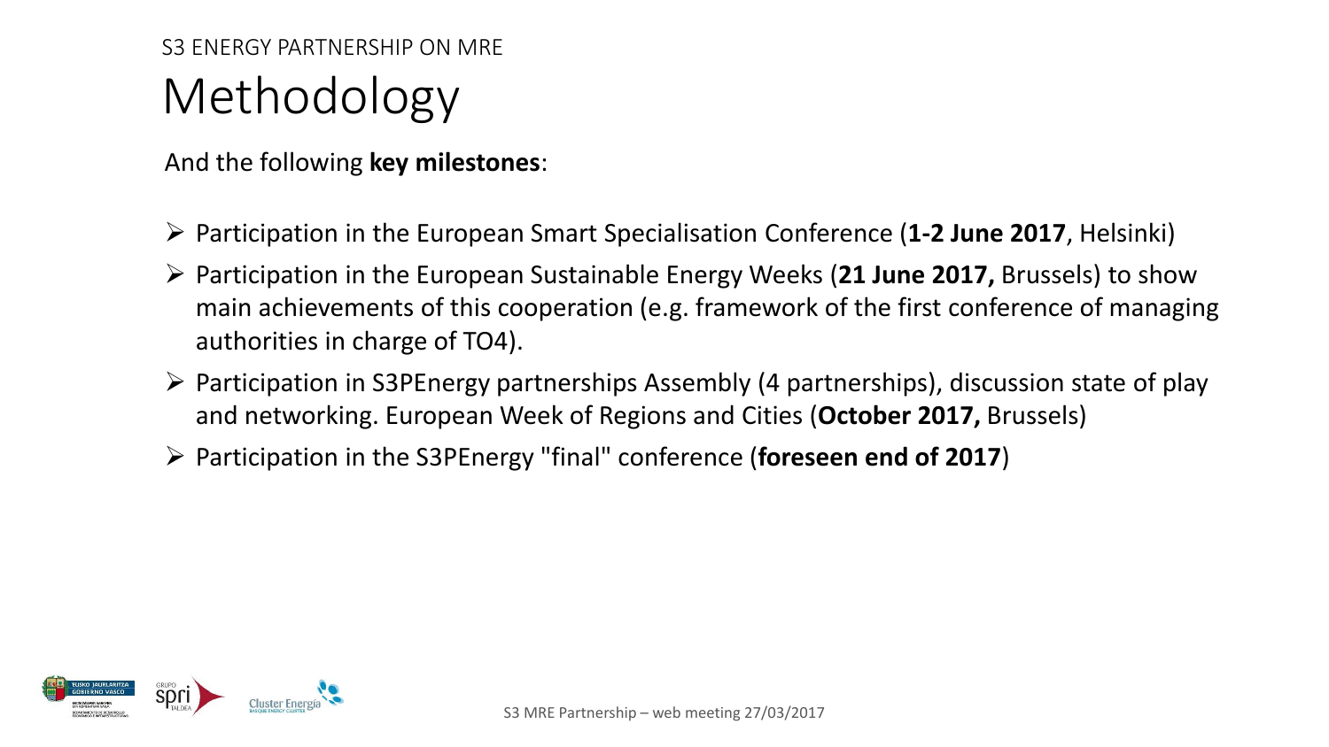S3 ENERGY PARTNERSHIP ON MRE

# Methodology

And the following **key milestones**:

- Participation in the European Smart Specialisation Conference (**1-2 June 2017**, Helsinki)
- Participation in the European Sustainable Energy Weeks (**21 June 2017,** Brussels) to show main achievements of this cooperation (e.g. framework of the first conference of managing authorities in charge of TO4).
- Participation in S3PEnergy partnerships Assembly (4 partnerships), discussion state of play and networking. European Week of Regions and Cities (**October 2017,** Brussels)
- Participation in the S3PEnergy "final" conference (**foreseen end of 2017**)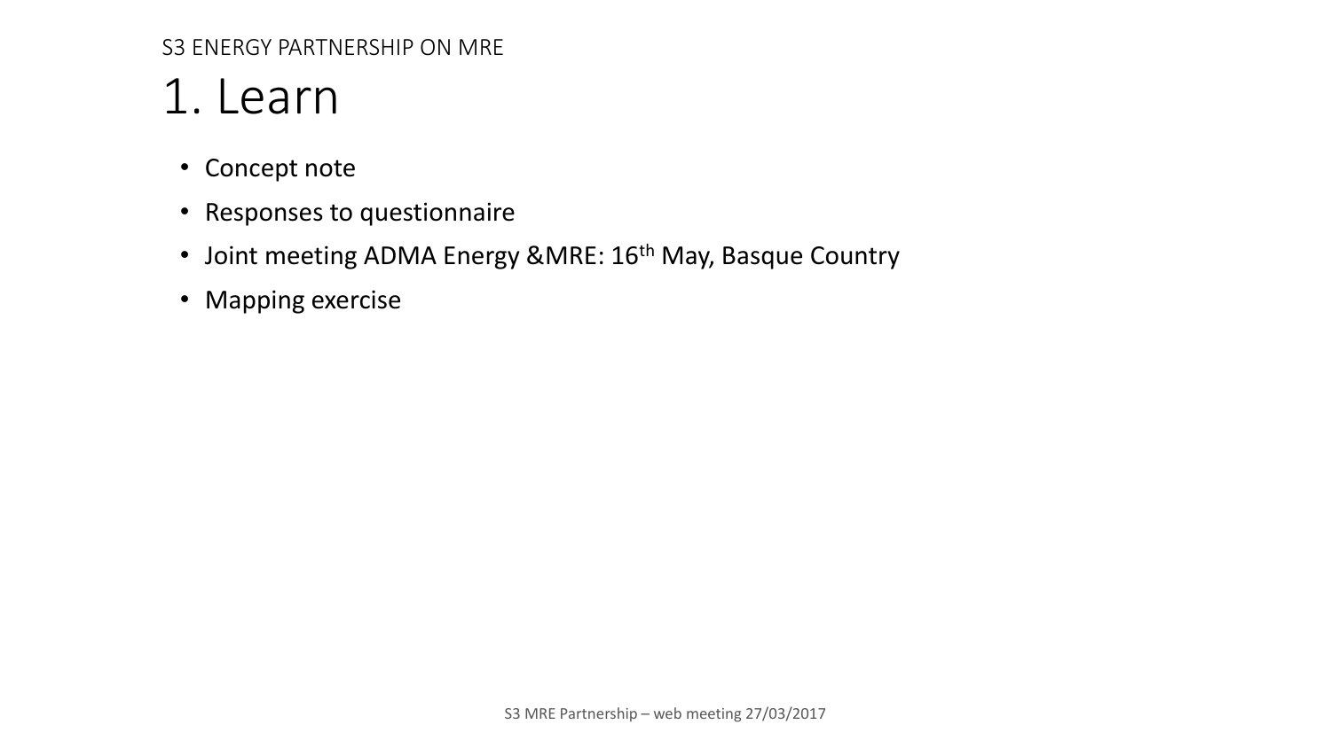S3 ENERGY PARTNERSHIP ON MRE

# 1. Learn

- Concept note
- Responses to questionnaire
- Joint meeting ADMA Energy &MRE: 16th May, Basque Country
- Mapping exercise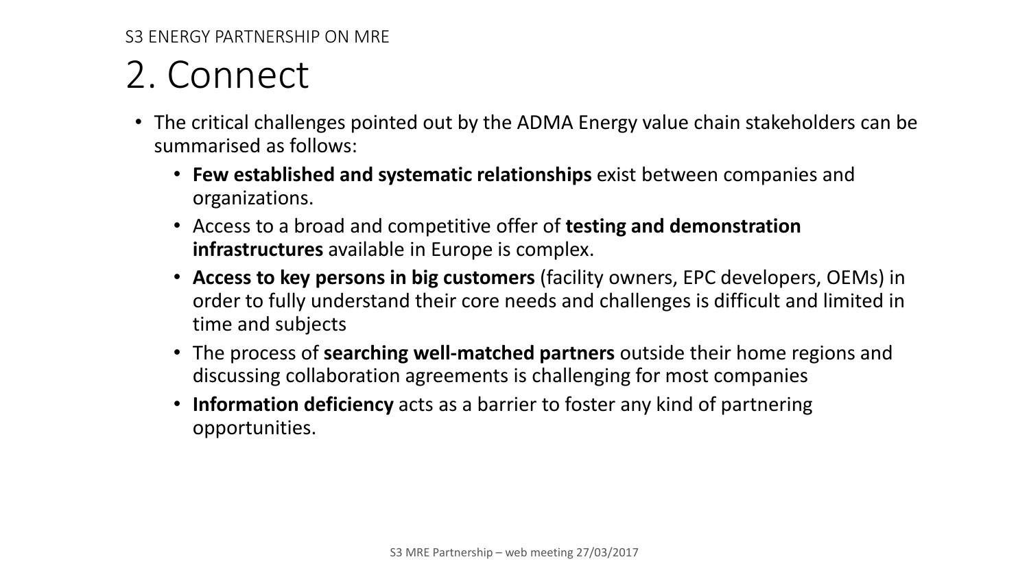S3 ENERGY PARTNERSHIP ON MRE

# 2. Connect

- The critical challenges pointed out by the ADMA Energy value chain stakeholders can be summarised as follows:
  - **Few established and systematic relationships** exist between companies and organizations.
  - Access to a broad and competitive offer of **testing and demonstration infrastructures** available in Europe is complex.
  - **Access to key persons in big customers** (facility owners, EPC developers, OEMs) in order to fully understand their core needs and challenges is difficult and limited in time and subjects
  - The process of **searching well-matched partners** outside their home regions and discussing collaboration agreements is challenging for most companies
  - **Information deficiency** acts as a barrier to foster any kind of partnering opportunities.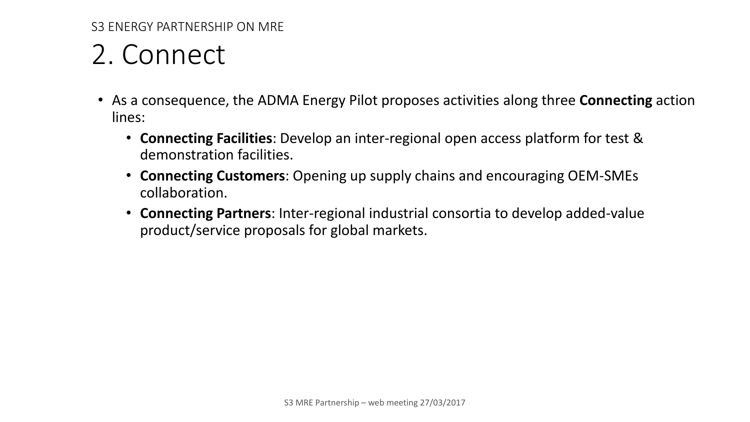# 2. Connect

- As a consequence, the ADMA Energy Pilot proposes activities along three **Connecting** action lines:
  - **Connecting Facilities**: Develop an inter-regional open access platform for test & demonstration facilities.
  - **Connecting Customers**: Opening up supply chains and encouraging OEM-SMEs collaboration.
  - **Connecting Partners**: Inter-regional industrial consortia to develop added-value product/service proposals for global markets.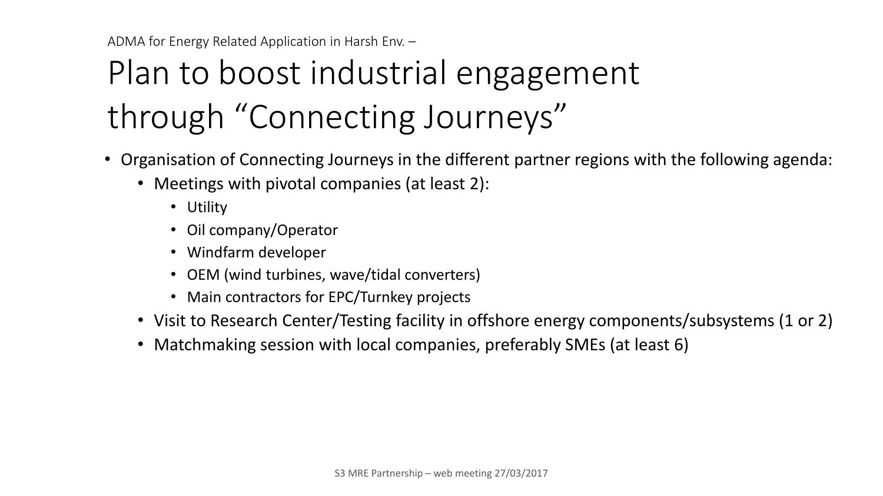ADMA for Energy Related Application in Harsh Env. –

# Plan to boost industrial engagement through “Connecting Journeys”

- Organisation of Connecting Journeys in the different partner regions with the following agenda:
  - Meetings with pivotal companies (at least 2):
    - Utility
    - Oil company/Operator
    - Windfarm developer
    - OEM (wind turbines, wave/tidal converters)
    - Main contractors for EPC/Turnkey projects
  - Visit to Research Center/Testing facility in offshore energy components/subsystems (1 or 2)
  - Matchmaking session with local companies, preferably SMEs (at least 6)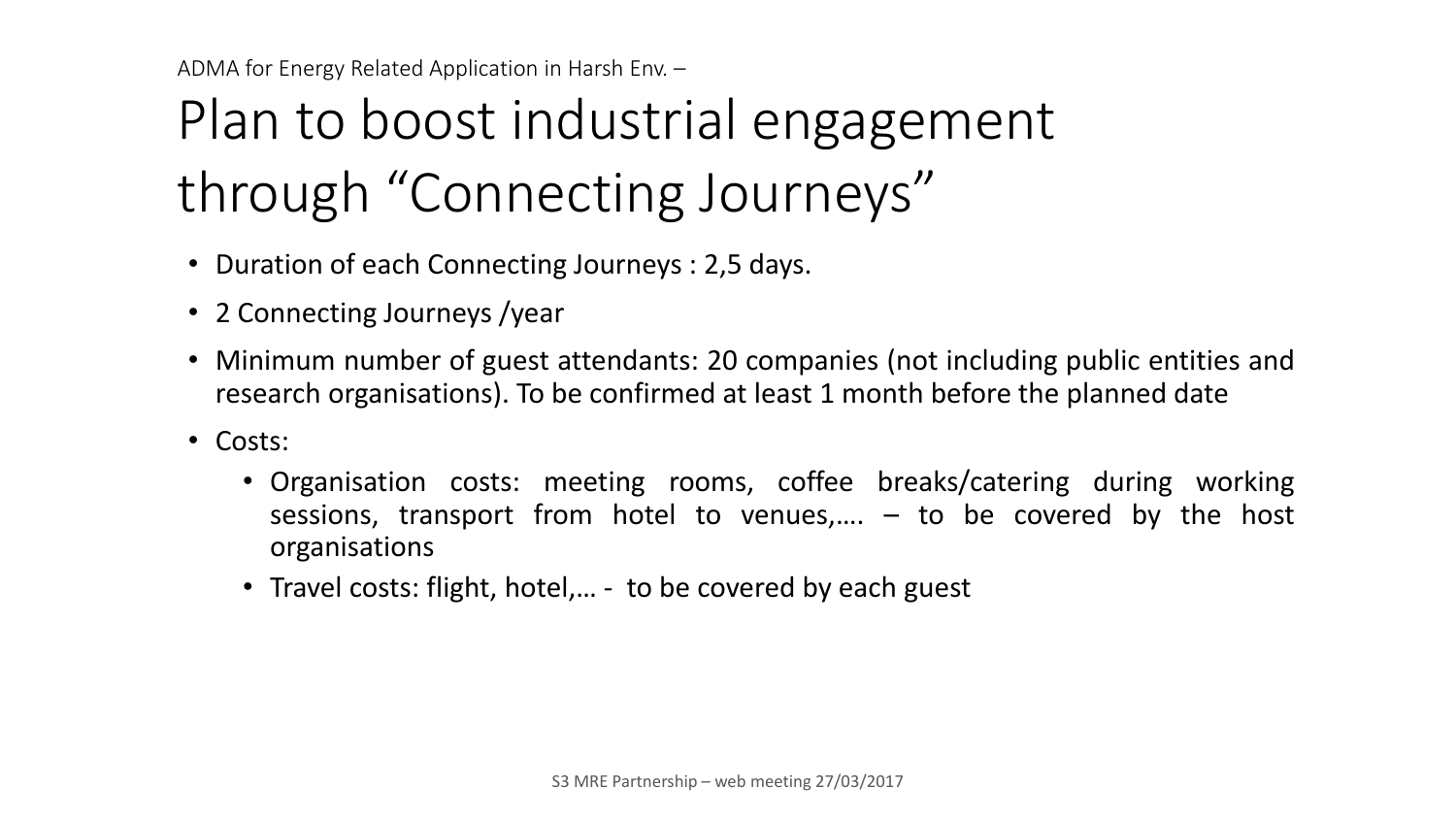ADMA for Energy Related Application in Harsh Env. –

# Plan to boost industrial engagement through “Connecting Journeys”

- Duration of each Connecting Journeys : 2,5 days.
- 2 Connecting Journeys /year
- Minimum number of guest attendants: 20 companies (not including public entities and research organisations). To be confirmed at least 1 month before the planned date
- Costs:
  - Organisation costs: meeting rooms, coffee breaks/catering during working sessions, transport from hotel to venues,…. – to be covered by the host organisations
  - Travel costs: flight, hotel,… - to be covered by each guest

S3 MRE Partnership – web meeting 27/03/2017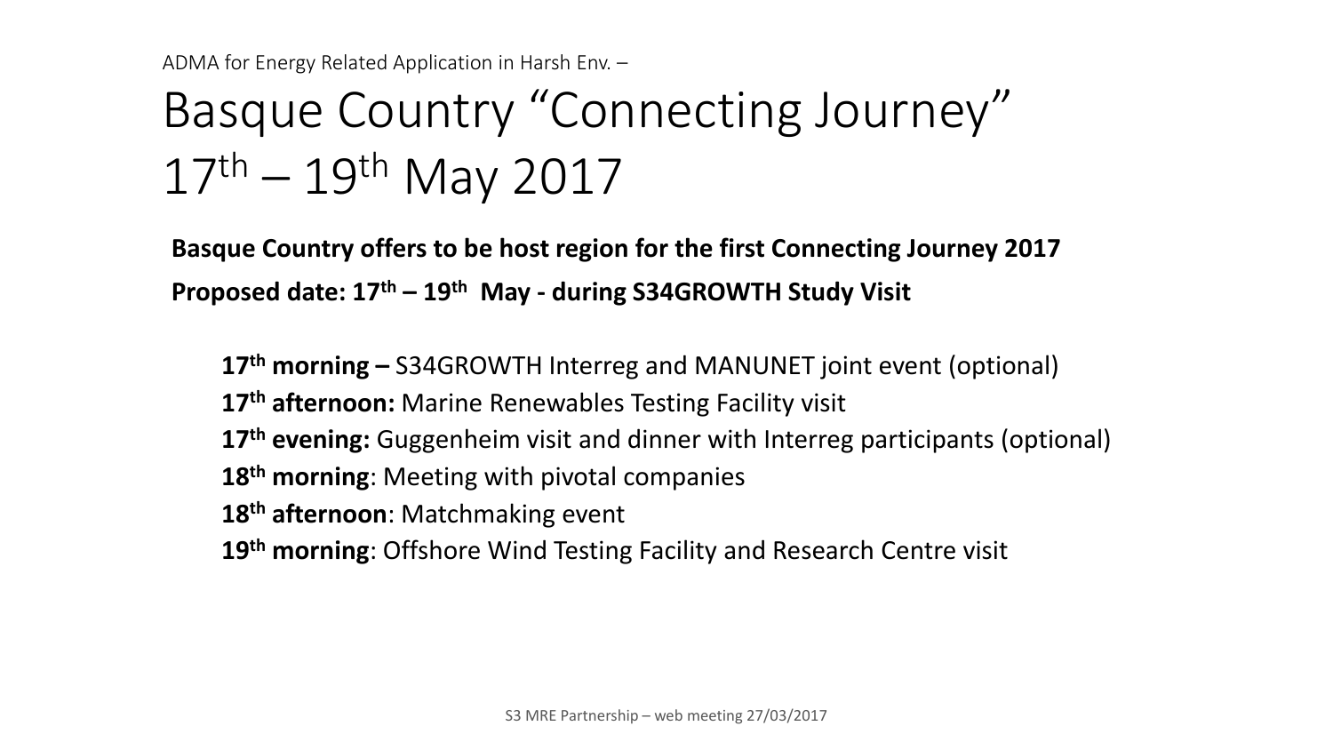ADMA for Energy Related Application in Harsh Env. –

# Basque Country “Connecting Journey” 17th – 19th May 2017

**Basque Country offers to be host region for the first Connecting Journey 2017**

**Proposed date: 17th – 19th May - during S34GROWTH Study Visit**

- **17th morning –** S34GROWTH Interreg and MANUNET joint event (optional)
- **17th afternoon:** Marine Renewables Testing Facility visit
- **17th evening:** Guggenheim visit and dinner with Interreg participants (optional)
- **18th morning**: Meeting with pivotal companies
- **18th afternoon**: Matchmaking event
- **19th morning**: Offshore Wind Testing Facility and Research Centre visit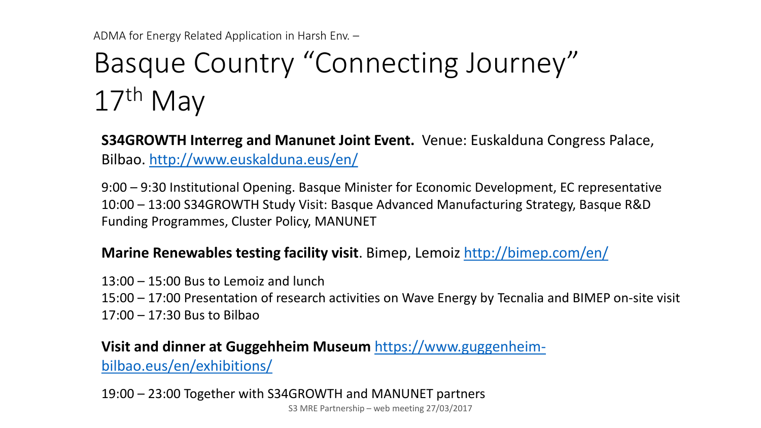ADMA for Energy Related Application in Harsh Env. –

# Basque Country “Connecting Journey” 17th May

**S34GROWTH Interreg and Manunet Joint Event.** Venue: Euskalduna Congress Palace, Bilbao. http://www.euskalduna.eus/en/

9:00 – 9:30 Institutional Opening. Basque Minister for Economic Development, EC representative
10:00 – 13:00 S34GROWTH Study Visit: Basque Advanced Manufacturing Strategy, Basque R&D Funding Programmes, Cluster Policy, MANUNET

**Marine Renewables testing facility visit**. Bimep, Lemoiz http://bimep.com/en/

13:00 – 15:00 Bus to Lemoiz and lunch
15:00 – 17:00 Presentation of research activities on Wave Energy by Tecnalia and BIMEP on-site visit
17:00 – 17:30 Bus to Bilbao

**Visit and dinner at Guggehheim Museum** https://www.guggenheim-bilbao.eus/en/exhibitions/

19:00 – 23:00 Together with S34GROWTH and MANUNET partners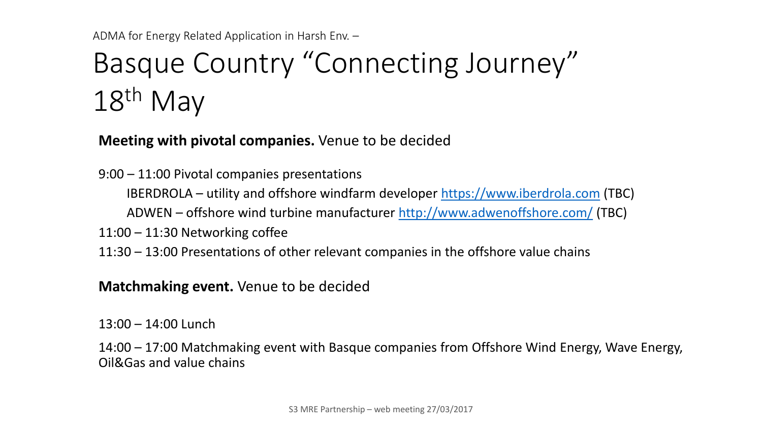ADMA for Energy Related Application in Harsh Env. –

# Basque Country “Connecting Journey” 18th May

**Meeting with pivotal companies.** Venue to be decided

9:00 – 11:00 Pivotal companies presentations

- IBERDROLA – utility and offshore windfarm developer https://www.iberdrola.com (TBC)
- ADWEN – offshore wind turbine manufacturer http://www.adwenoffshore.com/ (TBC)

11:00 – 11:30 Networking coffee

11:30 – 13:00 Presentations of other relevant companies in the offshore value chains

**Matchmaking event.** Venue to be decided

13:00 – 14:00 Lunch

14:00 – 17:00 Matchmaking event with Basque companies from Offshore Wind Energy, Wave Energy, Oil&Gas and value chains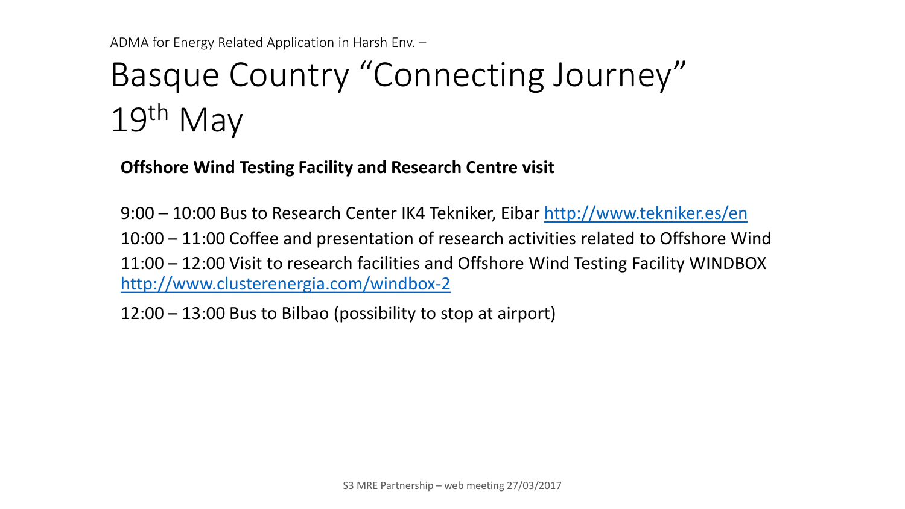ADMA for Energy Related Application in Harsh Env. –

# Basque Country "Connecting Journey" 19th May

**Offshore Wind Testing Facility and Research Centre visit**

9:00 – 10:00 Bus to Research Center IK4 Tekniker, Eibar http://www.tekniker.es/en

10:00 – 11:00 Coffee and presentation of research activities related to Offshore Wind

11:00 – 12:00 Visit to research facilities and Offshore Wind Testing Facility WINDBOX http://www.clusterenergia.com/windbox-2

12:00 – 13:00 Bus to Bilbao (possibility to stop at airport)

S3 MRE Partnership – web meeting 27/03/2017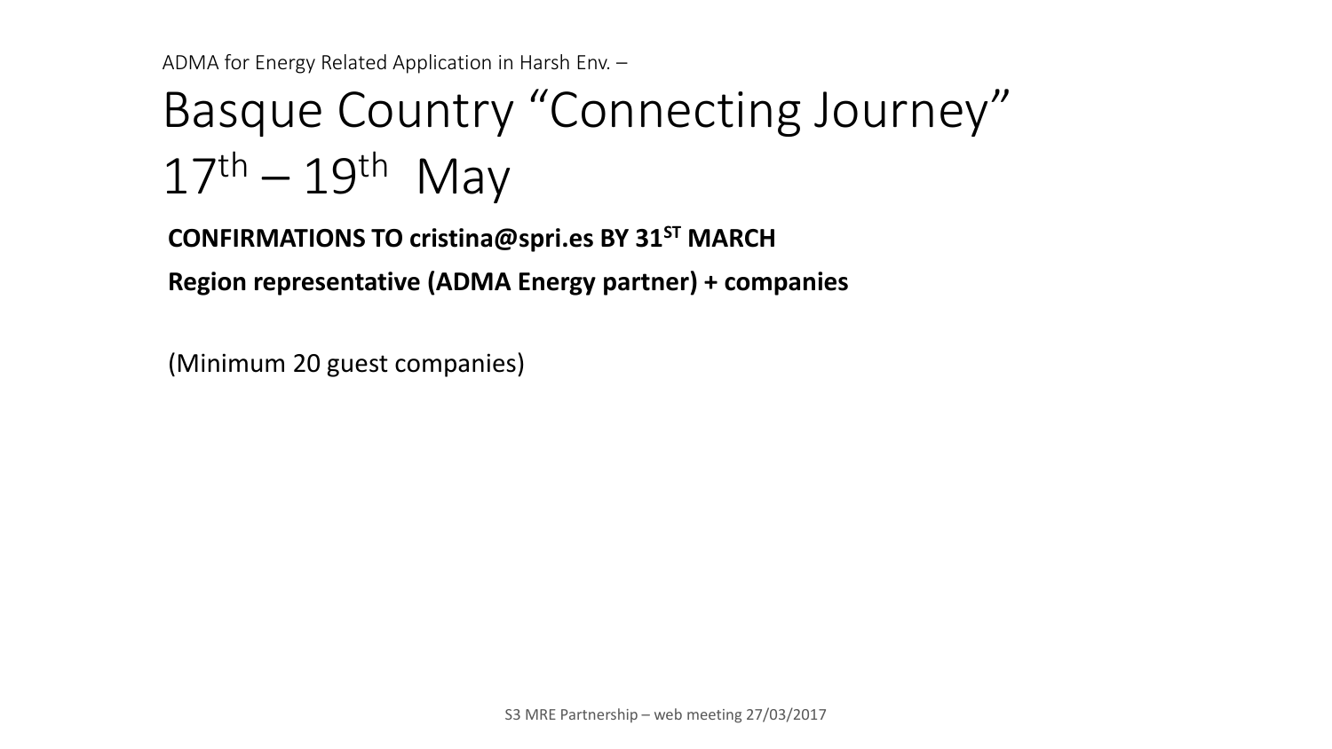ADMA for Energy Related Application in Harsh Env. –

# Basque Country "Connecting Journey" 17th – 19th May

**CONFIRMATIONS TO cristina@spri.es BY 31ST MARCH**

**Region representative (ADMA Energy partner) + companies**

(Minimum 20 guest companies)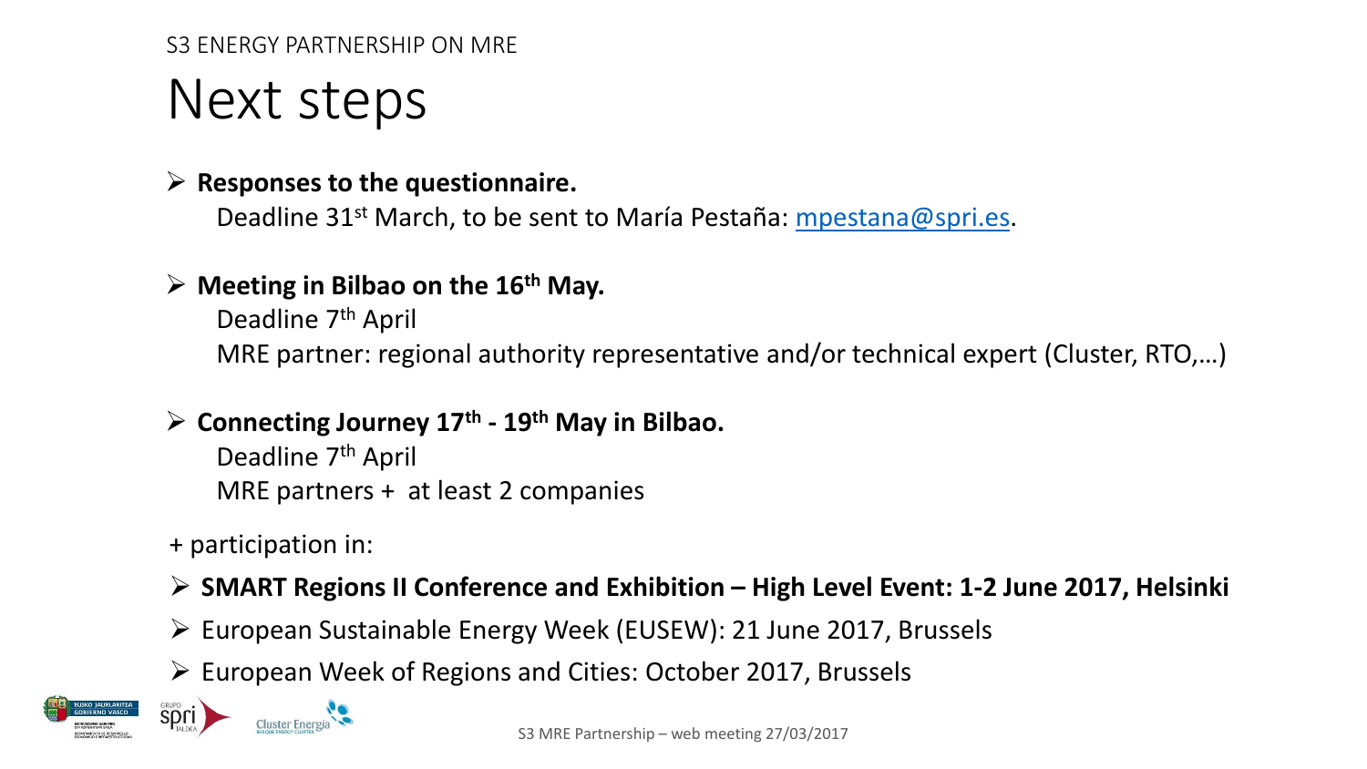S3 ENERGY PARTNERSHIP ON MRE

# Next steps

- **Responses to the questionnaire.**
  Deadline 31st March, to be sent to María Pestaña: mpestana@spri.es.

- **Meeting in Bilbao on the 16th May.**
  Deadline 7th April
  MRE partner: regional authority representative and/or technical expert (Cluster, RTO,…)

- **Connecting Journey 17th - 19th May in Bilbao.**
  Deadline 7th April
  MRE partners + at least 2 companies

+ participation in:

- **SMART Regions II Conference and Exhibition – High Level Event: 1-2 June 2017, Helsinki**
- European Sustainable Energy Week (EUSEW): 21 June 2017, Brussels
- European Week of Regions and Cities: October 2017, Brussels

S3 MRE Partnership – web meeting 27/03/2017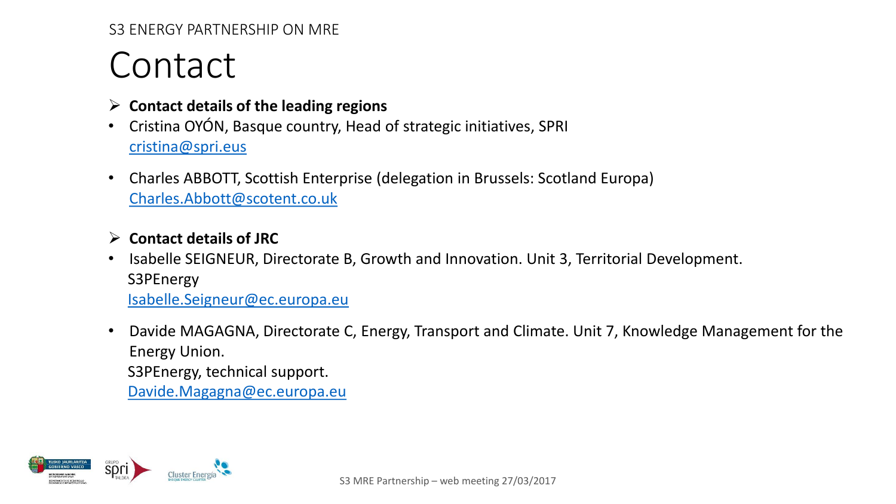S3 ENERGY PARTNERSHIP ON MRE

# Contact

- **Contact details of the leading regions**
- Cristina OYÓN, Basque country, Head of strategic initiatives, SPRI
  cristina@spri.eus

- Charles ABBOTT, Scottish Enterprise (delegation in Brussels: Scotland Europa)
  Charles.Abbott@scotent.co.uk

- **Contact details of JRC**
- Isabelle SEIGNEUR, Directorate B, Growth and Innovation. Unit 3, Territorial Development.
  S3PEnergy
  Isabelle.Seigneur@ec.europa.eu

- Davide MAGAGNA, Directorate C, Energy, Transport and Climate. Unit 7, Knowledge Management for the Energy Union.
  S3PEnergy, technical support.
  Davide.Magagna@ec.europa.eu

S3 MRE Partnership – web meeting 27/03/2017